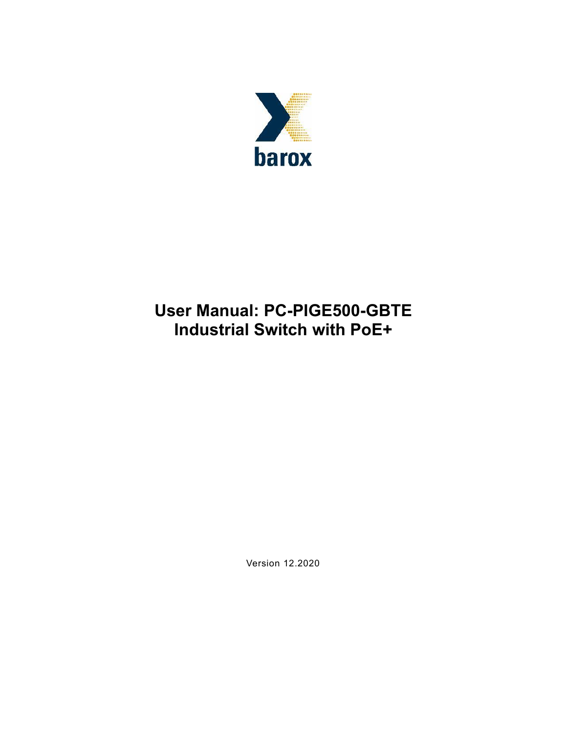barox

# User Manual: PC-PIGE500-GBTE Industrial Switch with PoE+

Version 12.2020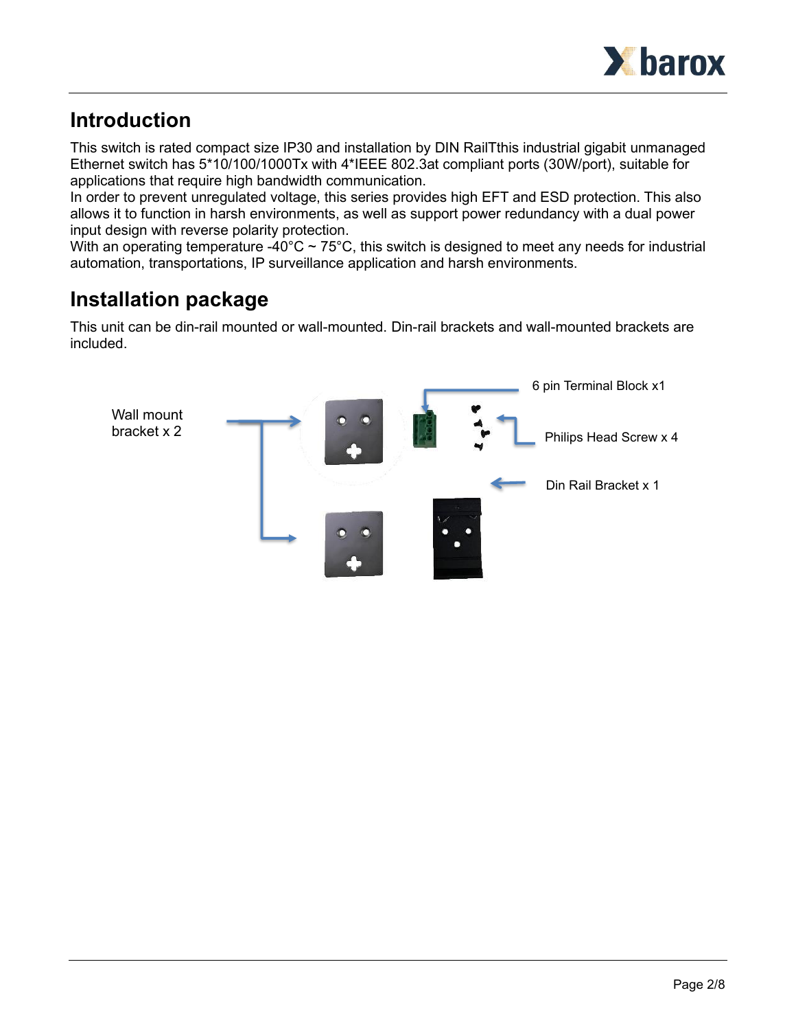## Introduction

This switch is rated compact size IP30 and installation by DIN RailTthis industrial gigabit unmanaged Ethernet switch has 5*10/100/1000Tx with 4*IEEE 802.3at compliant ports (30W/port), suitable for applications that require high bandwidth communication.
In order to prevent unregulated voltage, this series provides high EFT and ESD protection. This also allows it to function in harsh environments, as well as support power redundancy with a dual power input design with reverse polarity protection.
With an operating temperature -40°C ~ 75°C, this switch is designed to meet any needs for industrial automation, transportations, IP surveillance application and harsh environments.

## Installation package

This unit can be din-rail mounted or wall-mounted. Din-rail brackets and wall-mounted brackets are included.

Wall mount bracket x 2

6 pin Terminal Block x1

Philips Head Screw x 4

Din Rail Bracket x 1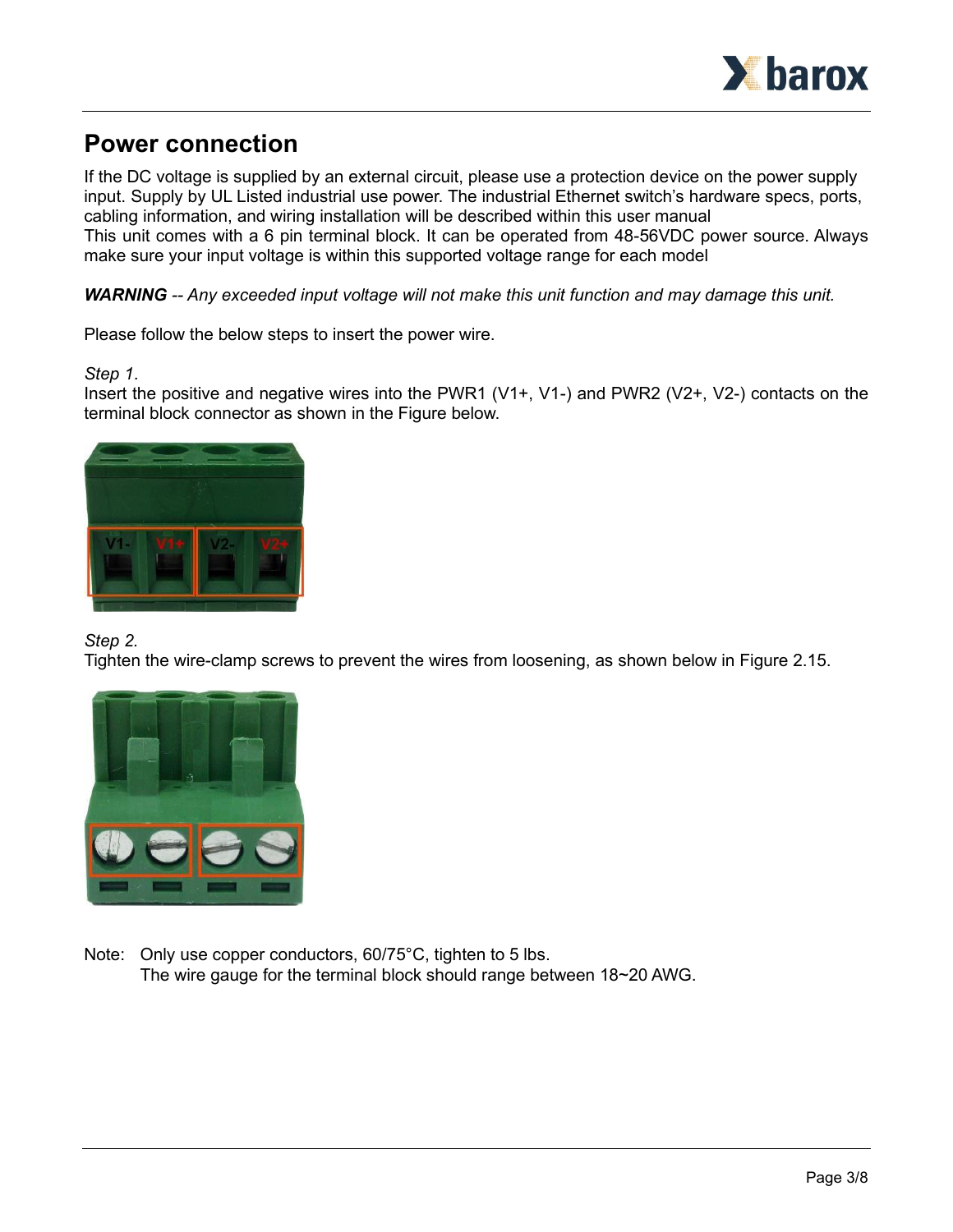## Power connection

If the DC voltage is supplied by an external circuit, please use a protection device on the power supply input. Supply by UL Listed industrial use power. The industrial Ethernet switch's hardware specs, ports, cabling information, and wiring installation will be described within this user manual
This unit comes with a 6 pin terminal block. It can be operated from 48-56VDC power source. Always make sure your input voltage is within this supported voltage range for each model

***WARNING*** *-- Any exceeded input voltage will not make this unit function and may damage this unit.*

Please follow the below steps to insert the power wire.

*Step 1.*
Insert the positive and negative wires into the PWR1 (V1+, V1-) and PWR2 (V2+, V2-) contacts on the terminal block connector as shown in the Figure below.

*Step 2.*
Tighten the wire-clamp screws to prevent the wires from loosening, as shown below in Figure 2.15.

Note: Only use copper conductors, 60/75°C, tighten to 5 lbs.
The wire gauge for the terminal block should range between 18~20 AWG.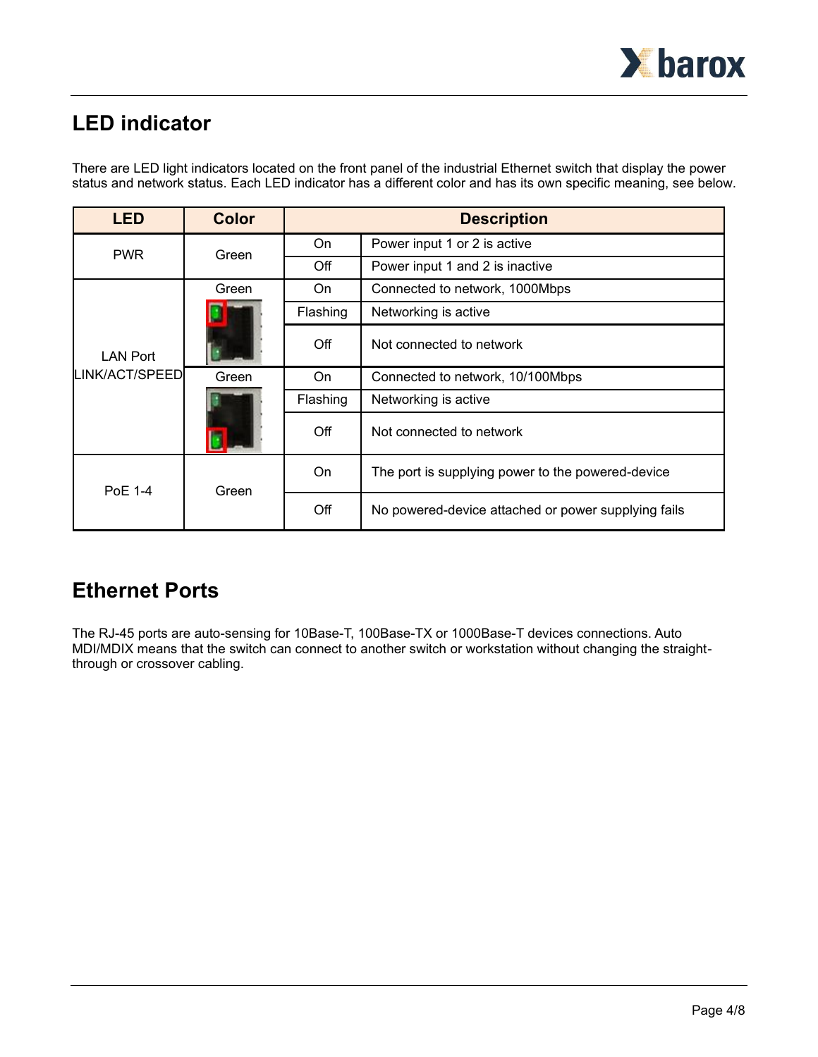## LED indicator

There are LED light indicators located on the front panel of the industrial Ethernet switch that display the power status and network status. Each LED indicator has a different color and has its own specific meaning, see below.

| LED | Color | Description | |
|---|---|---|---|
| PWR | Green | On | Power input 1 or 2 is active |
| | | Off | Power input 1 and 2 is inactive |
| LAN Port LINK/ACT/SPEED | Green | On | Connected to network, 1000Mbps |
| | | Flashing | Networking is active |
| | | Off | Not connected to network |
| | Green | On | Connected to network, 10/100Mbps |
| | | Flashing | Networking is active |
| | | Off | Not connected to network |
| PoE 1-4 | Green | On | The port is supplying power to the powered-device |
| | | Off | No powered-device attached or power supplying fails |

## Ethernet Ports

The RJ-45 ports are auto-sensing for 10Base-T, 100Base-TX or 1000Base-T devices connections. Auto MDI/MDIX means that the switch can connect to another switch or workstation without changing the straight-through or crossover cabling.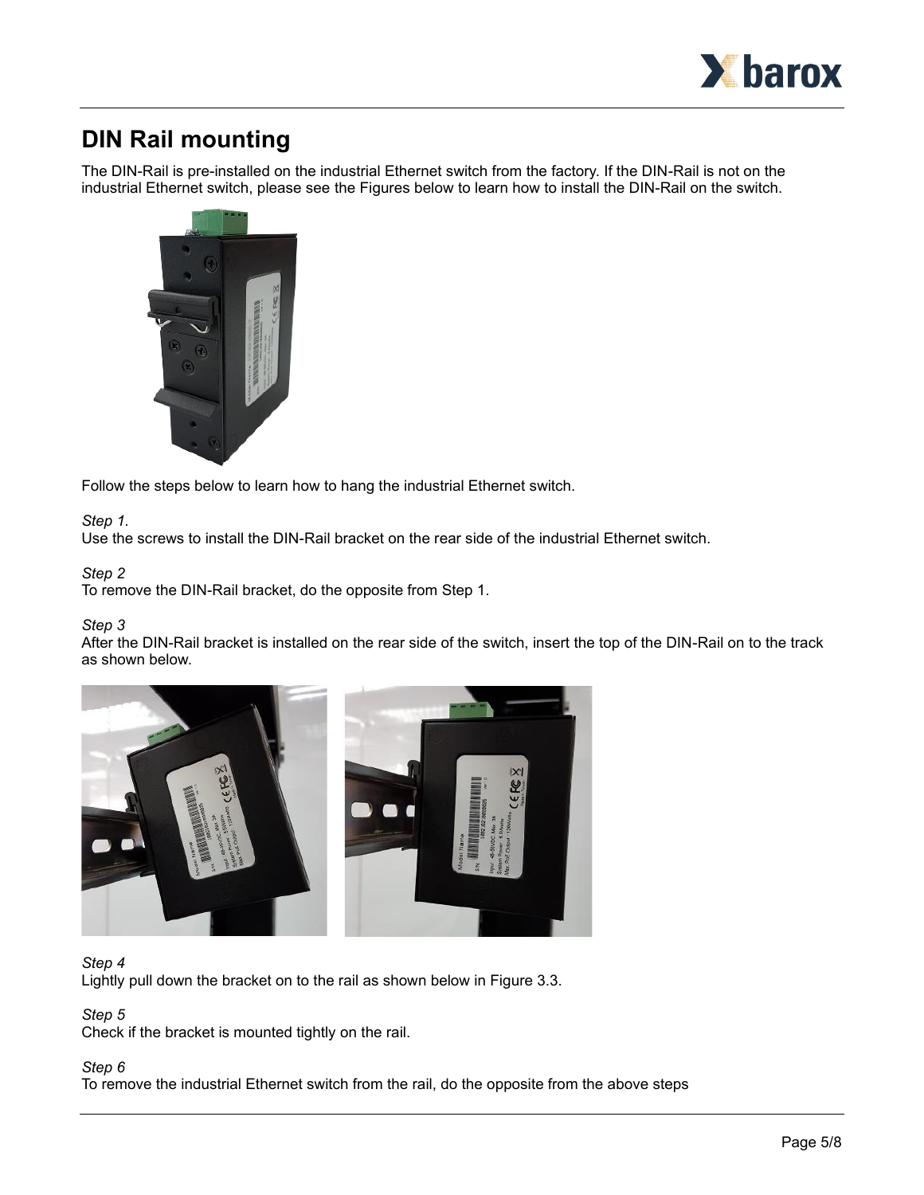# DIN Rail mounting

The DIN-Rail is pre-installed on the industrial Ethernet switch from the factory. If the DIN-Rail is not on the industrial Ethernet switch, please see the Figures below to learn how to install the DIN-Rail on the switch.

Follow the steps below to learn how to hang the industrial Ethernet switch.

*Step 1.*
Use the screws to install the DIN-Rail bracket on the rear side of the industrial Ethernet switch.

*Step 2*
To remove the DIN-Rail bracket, do the opposite from Step 1.

*Step 3*
After the DIN-Rail bracket is installed on the rear side of the switch, insert the top of the DIN-Rail on to the track as shown below.

*Step 4*
Lightly pull down the bracket on to the rail as shown below in Figure 3.3.

*Step 5*
Check if the bracket is mounted tightly on the rail.

*Step 6*
To remove the industrial Ethernet switch from the rail, do the opposite from the above steps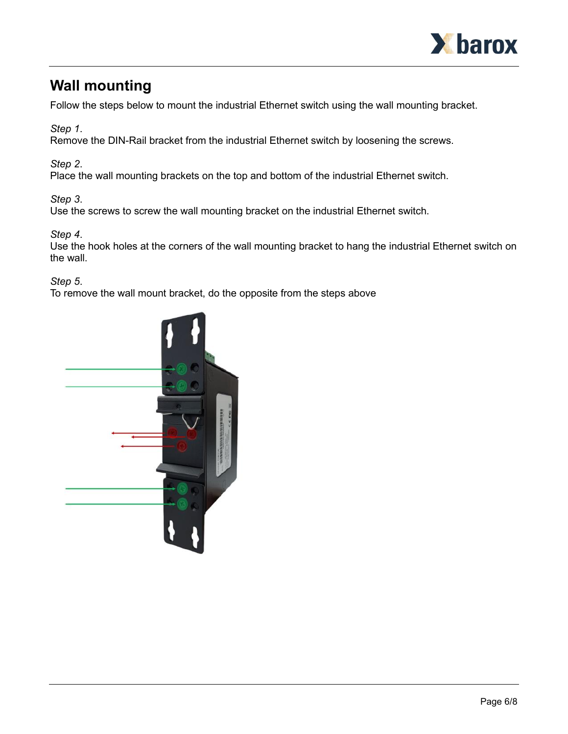## Wall mounting

Follow the steps below to mount the industrial Ethernet switch using the wall mounting bracket.

*Step 1.*
Remove the DIN-Rail bracket from the industrial Ethernet switch by loosening the screws.

*Step 2.*
Place the wall mounting brackets on the top and bottom of the industrial Ethernet switch.

*Step 3.*
Use the screws to screw the wall mounting bracket on the industrial Ethernet switch.

*Step 4.*
Use the hook holes at the corners of the wall mounting bracket to hang the industrial Ethernet switch on the wall.

*Step 5.*
To remove the wall mount bracket, do the opposite from the steps above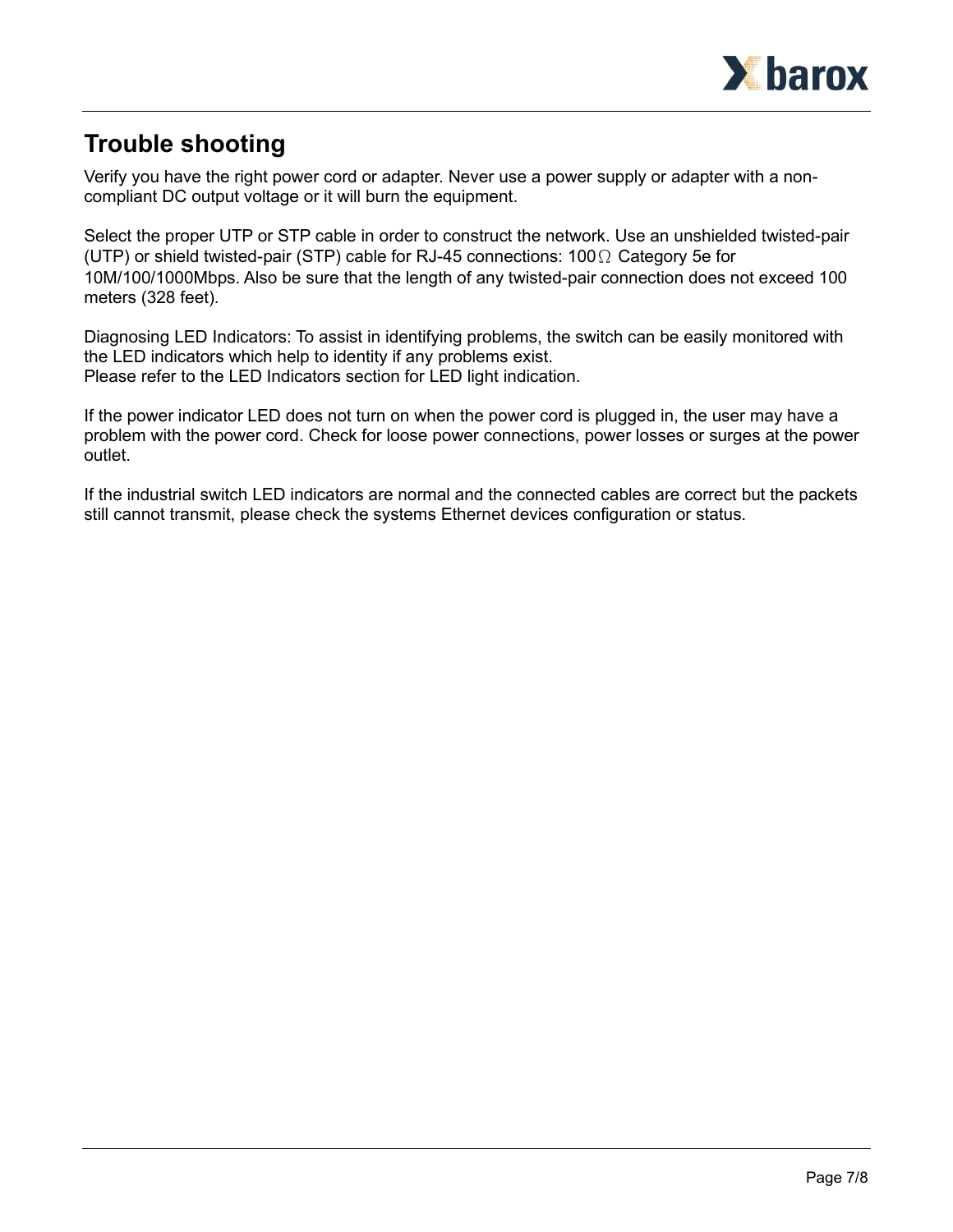## Trouble shooting

Verify you have the right power cord or adapter. Never use a power supply or adapter with a non-compliant DC output voltage or it will burn the equipment.

Select the proper UTP or STP cable in order to construct the network. Use an unshielded twisted-pair (UTP) or shield twisted-pair (STP) cable for RJ-45 connections: 100Ω Category 5e for 10M/100/1000Mbps. Also be sure that the length of any twisted-pair connection does not exceed 100 meters (328 feet).

Diagnosing LED Indicators: To assist in identifying problems, the switch can be easily monitored with the LED indicators which help to identity if any problems exist.
Please refer to the LED Indicators section for LED light indication.

If the power indicator LED does not turn on when the power cord is plugged in, the user may have a problem with the power cord. Check for loose power connections, power losses or surges at the power outlet.

If the industrial switch LED indicators are normal and the connected cables are correct but the packets still cannot transmit, please check the systems Ethernet devices configuration or status.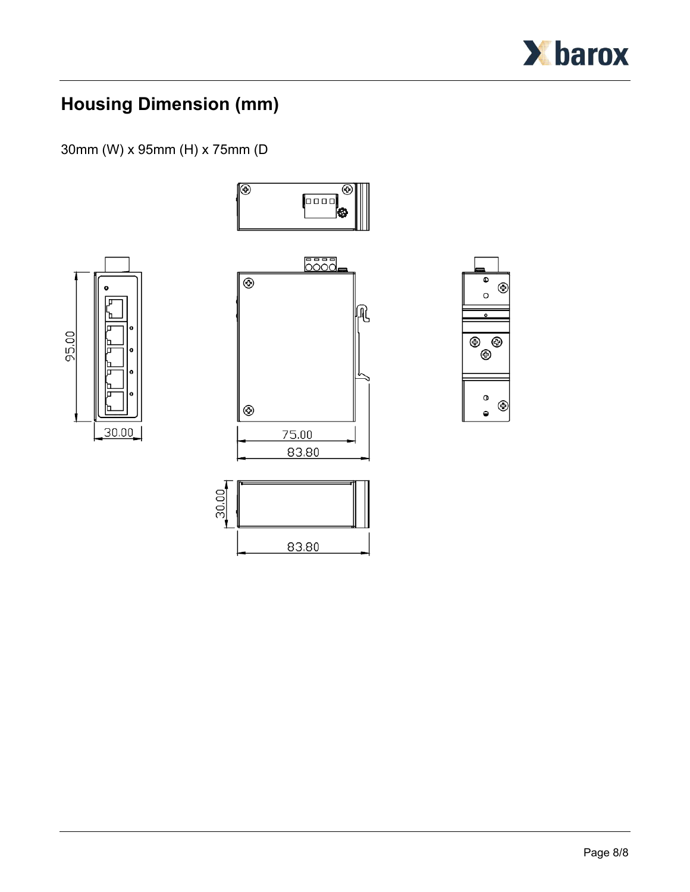# Housing Dimension (mm)

30mm (W) x 95mm (H) x 75mm (D

95.00

30.00

75.00

83.80

30.00

83.80